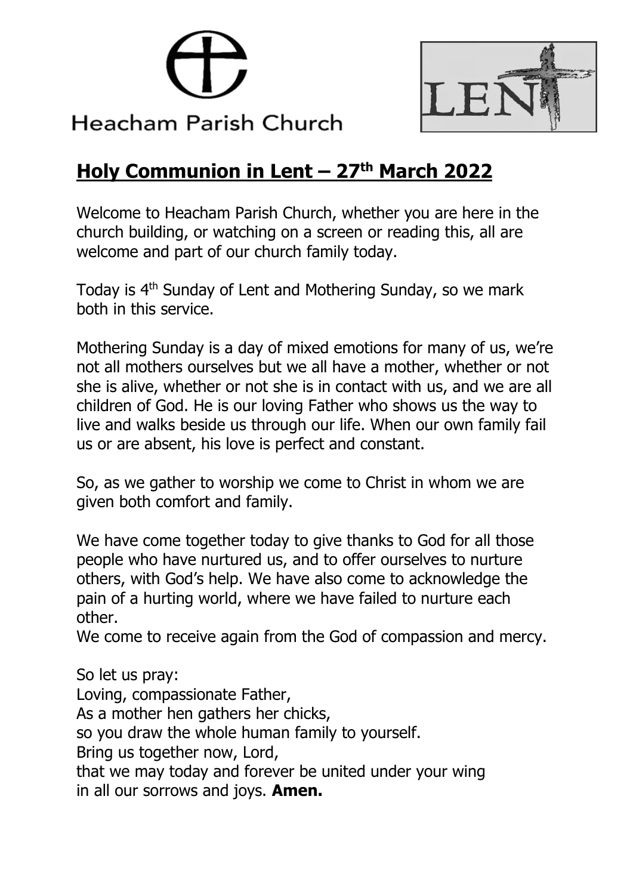Heacham Parish Church

LENT

# Holy Communion in Lent – 27th March 2022

Welcome to Heacham Parish Church, whether you are here in the church building, or watching on a screen or reading this, all are welcome and part of our church family today.

Today is 4th Sunday of Lent and Mothering Sunday, so we mark both in this service.

Mothering Sunday is a day of mixed emotions for many of us, we're not all mothers ourselves but we all have a mother, whether or not she is alive, whether or not she is in contact with us, and we are all children of God. He is our loving Father who shows us the way to live and walks beside us through our life. When our own family fail us or are absent, his love is perfect and constant.

So, as we gather to worship we come to Christ in whom we are given both comfort and family.

We have come together today to give thanks to God for all those people who have nurtured us, and to offer ourselves to nurture others, with God's help. We have also come to acknowledge the pain of a hurting world, where we have failed to nurture each other.
We come to receive again from the God of compassion and mercy.

So let us pray:
Loving, compassionate Father,
As a mother hen gathers her chicks,
so you draw the whole human family to yourself.
Bring us together now, Lord,
that we may today and forever be united under your wing
in all our sorrows and joys. **Amen.**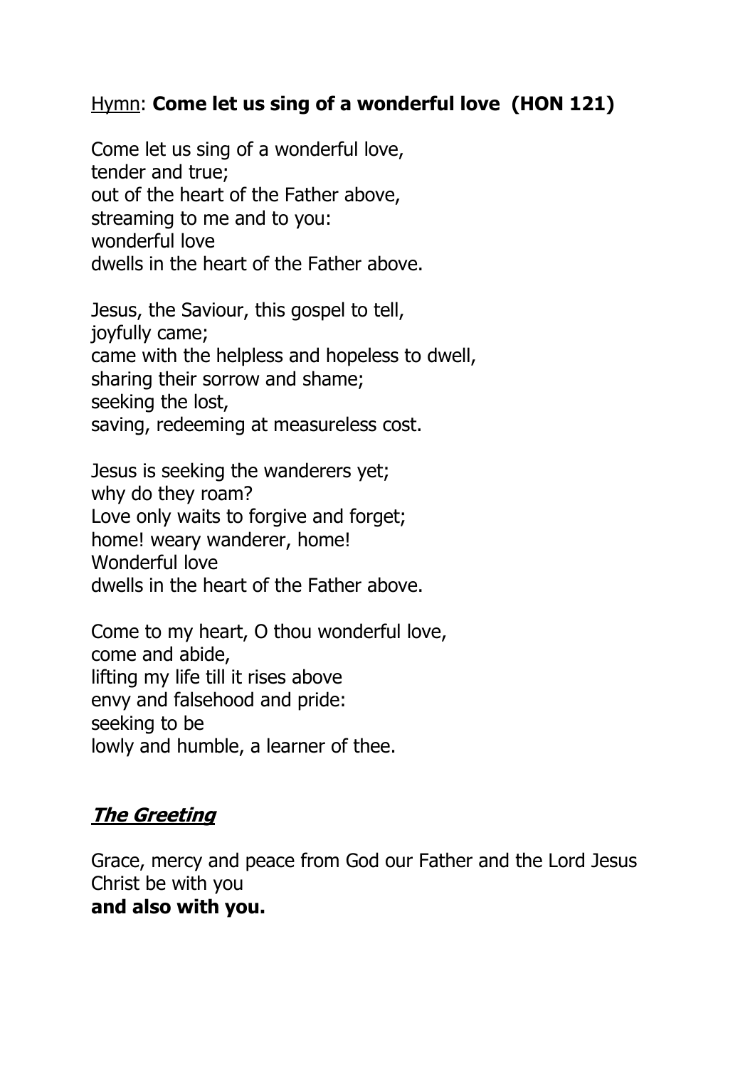Hymn: **Come let us sing of a wonderful love (HON 121)**

Come let us sing of a wonderful love,
tender and true;
out of the heart of the Father above,
streaming to me and to you:
wonderful love
dwells in the heart of the Father above.

Jesus, the Saviour, this gospel to tell,
joyfully came;
came with the helpless and hopeless to dwell,
sharing their sorrow and shame;
seeking the lost,
saving, redeeming at measureless cost.

Jesus is seeking the wanderers yet;
why do they roam?
Love only waits to forgive and forget;
home! weary wanderer, home!
Wonderful love
dwells in the heart of the Father above.

Come to my heart, O thou wonderful love,
come and abide,
lifting my life till it rises above
envy and falsehood and pride:
seeking to be
lowly and humble, a learner of thee.

## ***The Greeting***

Grace, mercy and peace from God our Father and the Lord Jesus Christ be with you
**and also with you.**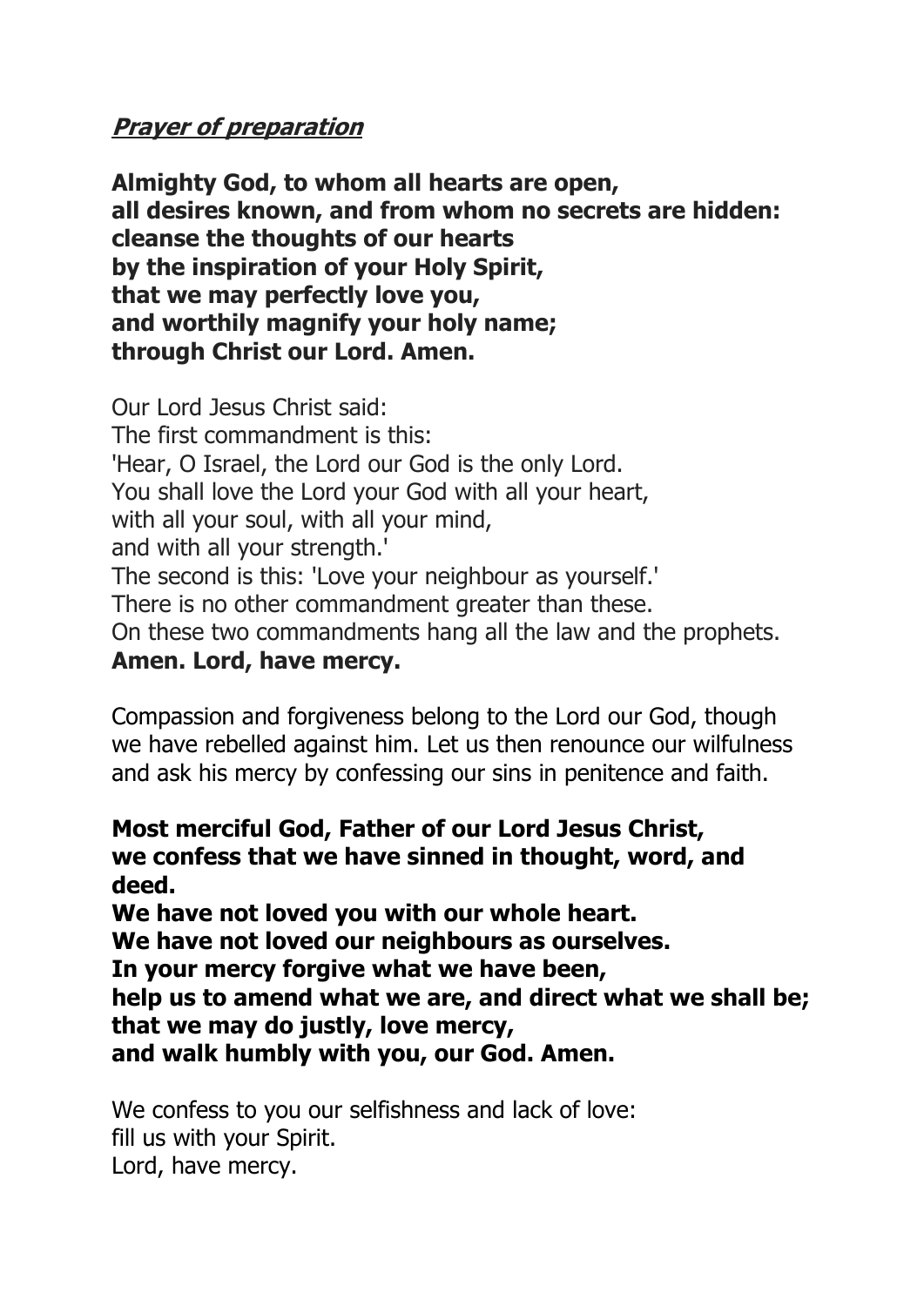***Prayer of preparation***

**Almighty God, to whom all hearts are open,**
**all desires known, and from whom no secrets are hidden:**
**cleanse the thoughts of our hearts**
**by the inspiration of your Holy Spirit,**
**that we may perfectly love you,**
**and worthily magnify your holy name;**
**through Christ our Lord. Amen.**

Our Lord Jesus Christ said:
The first commandment is this:
'Hear, O Israel, the Lord our God is the only Lord.
You shall love the Lord your God with all your heart,
with all your soul, with all your mind,
and with all your strength.'
The second is this: 'Love your neighbour as yourself.'
There is no other commandment greater than these.
On these two commandments hang all the law and the prophets.
**Amen. Lord, have mercy.**

Compassion and forgiveness belong to the Lord our God, though we have rebelled against him. Let us then renounce our wilfulness and ask his mercy by confessing our sins in penitence and faith.

**Most merciful God, Father of our Lord Jesus Christ,**
**we confess that we have sinned in thought, word, and deed.**
**We have not loved you with our whole heart.**
**We have not loved our neighbours as ourselves.**
**In your mercy forgive what we have been,**
**help us to amend what we are, and direct what we shall be;**
**that we may do justly, love mercy,**
**and walk humbly with you, our God. Amen.**

We confess to you our selfishness and lack of love:
fill us with your Spirit.
Lord, have mercy.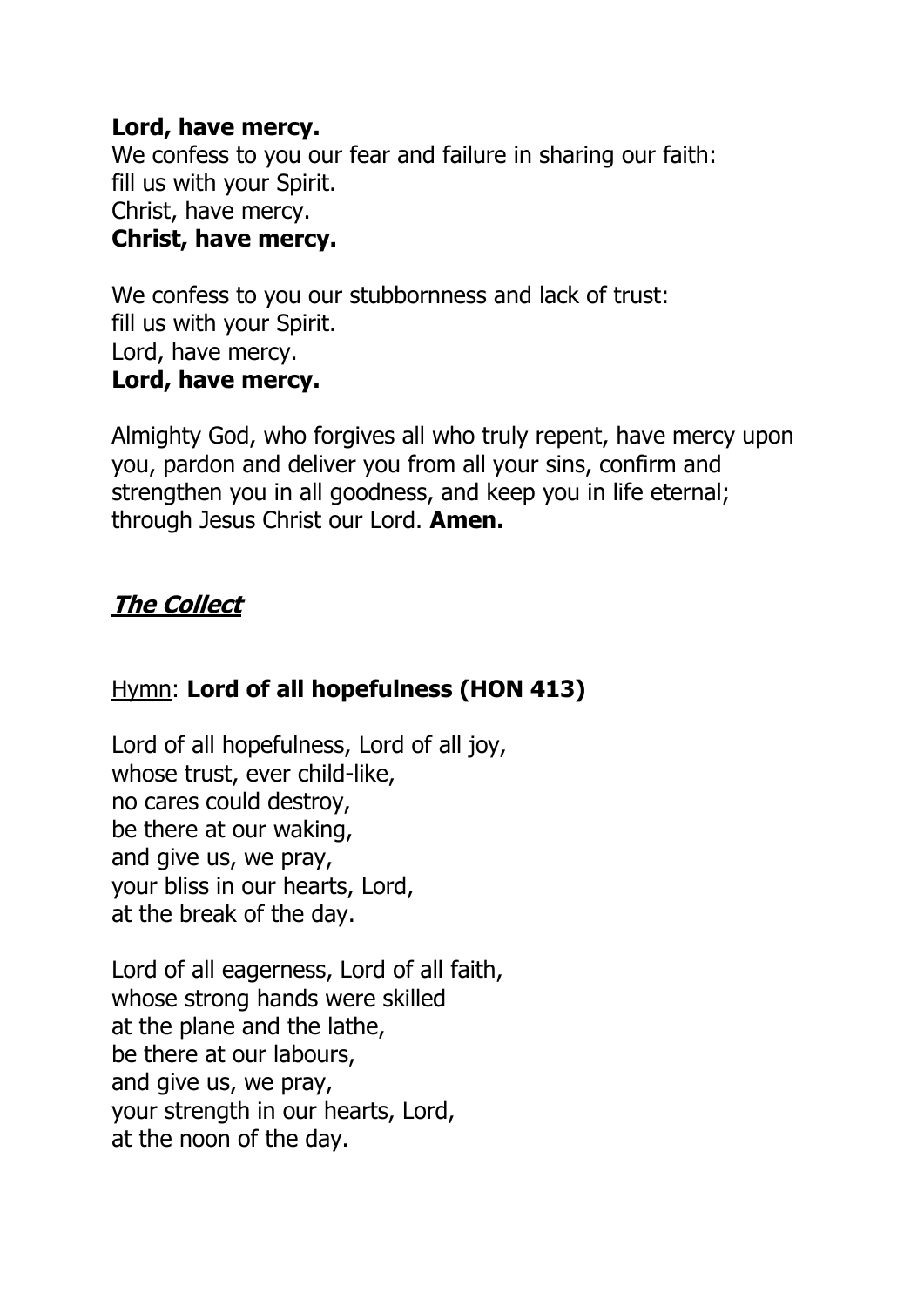**Lord, have mercy.**
We confess to you our fear and failure in sharing our faith:
fill us with your Spirit.
Christ, have mercy.
**Christ, have mercy.**

We confess to you our stubbornness and lack of trust:
fill us with your Spirit.
Lord, have mercy.
**Lord, have mercy.**

Almighty God, who forgives all who truly repent, have mercy upon you, pardon and deliver you from all your sins, confirm and strengthen you in all goodness, and keep you in life eternal; through Jesus Christ our Lord. **Amen.**

## ***The Collect***

Hymn: **Lord of all hopefulness (HON 413)**

Lord of all hopefulness, Lord of all joy,
whose trust, ever child-like,
no cares could destroy,
be there at our waking,
and give us, we pray,
your bliss in our hearts, Lord,
at the break of the day.

Lord of all eagerness, Lord of all faith,
whose strong hands were skilled
at the plane and the lathe,
be there at our labours,
and give us, we pray,
your strength in our hearts, Lord,
at the noon of the day.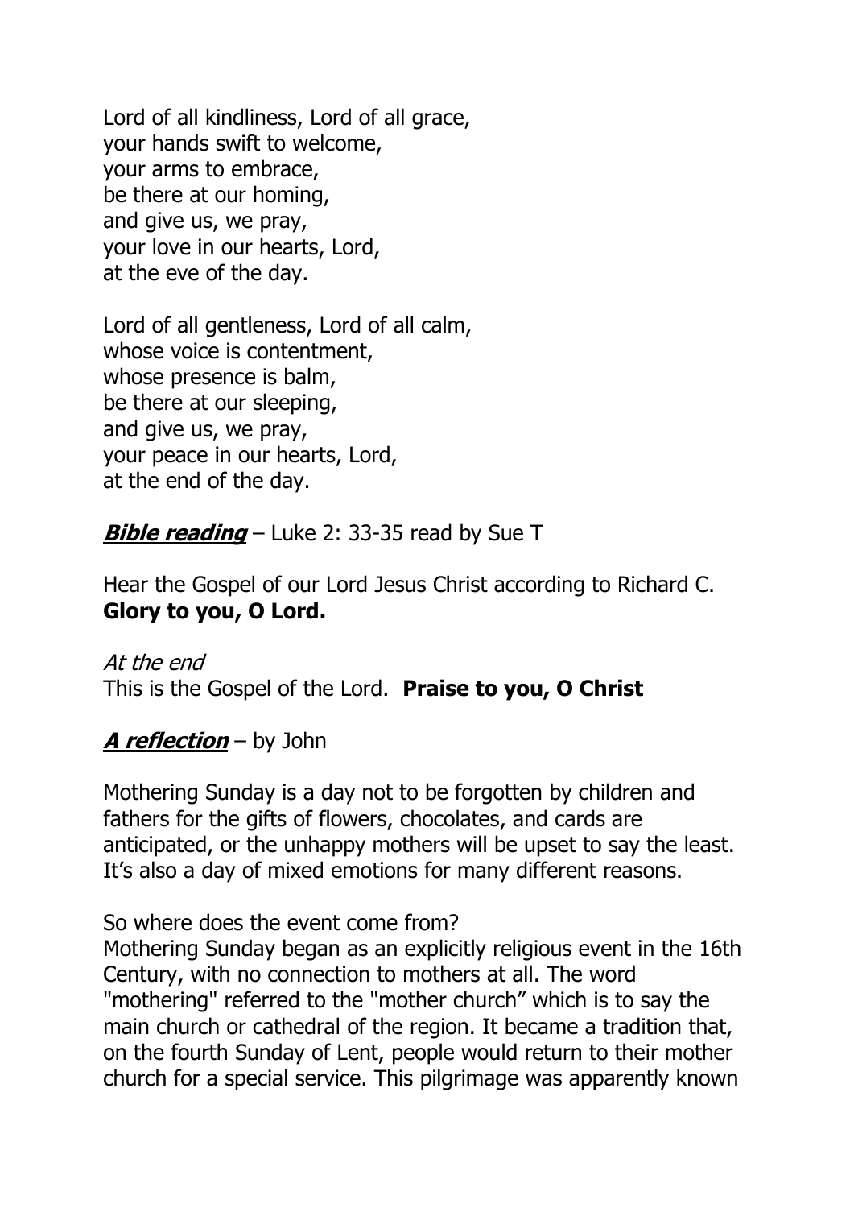Lord of all kindliness, Lord of all grace,
your hands swift to welcome,
your arms to embrace,
be there at our homing,
and give us, we pray,
your love in our hearts, Lord,
at the eve of the day.

Lord of all gentleness, Lord of all calm,
whose voice is contentment,
whose presence is balm,
be there at our sleeping,
and give us, we pray,
your peace in our hearts, Lord,
at the end of the day.

***Bible reading*** – Luke 2: 33-35 read by Sue T

Hear the Gospel of our Lord Jesus Christ according to Richard C.
**Glory to you, O Lord.**

*At the end*
This is the Gospel of the Lord. **Praise to you, O Christ**

***A reflection*** – by John

Mothering Sunday is a day not to be forgotten by children and fathers for the gifts of flowers, chocolates, and cards are anticipated, or the unhappy mothers will be upset to say the least. It's also a day of mixed emotions for many different reasons.

So where does the event come from?
Mothering Sunday began as an explicitly religious event in the 16th Century, with no connection to mothers at all. The word "mothering" referred to the "mother church" which is to say the main church or cathedral of the region. It became a tradition that, on the fourth Sunday of Lent, people would return to their mother church for a special service. This pilgrimage was apparently known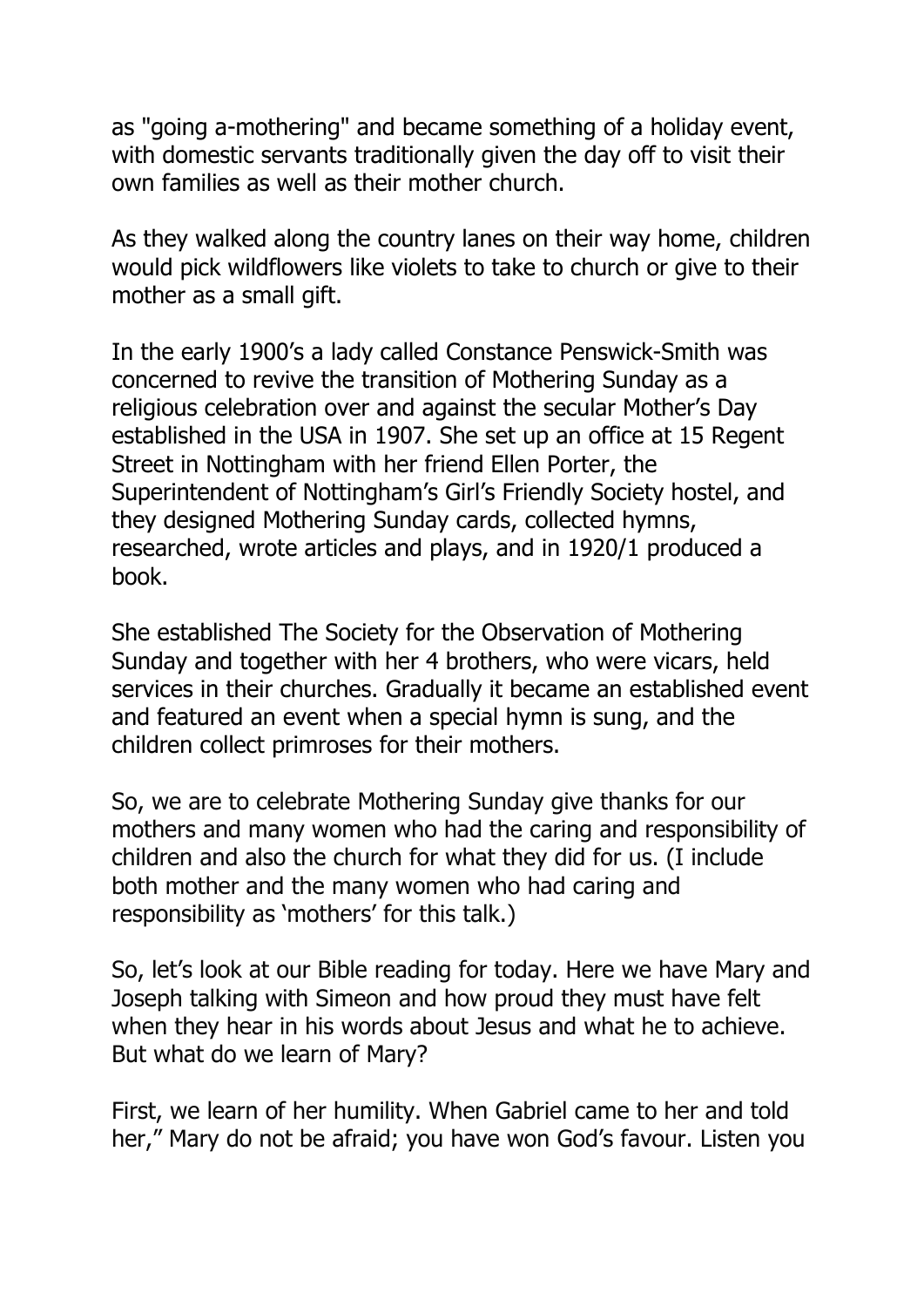as "going a-mothering" and became something of a holiday event, with domestic servants traditionally given the day off to visit their own families as well as their mother church.

As they walked along the country lanes on their way home, children would pick wildflowers like violets to take to church or give to their mother as a small gift.

In the early 1900's a lady called Constance Penswick-Smith was concerned to revive the transition of Mothering Sunday as a religious celebration over and against the secular Mother's Day established in the USA in 1907. She set up an office at 15 Regent Street in Nottingham with her friend Ellen Porter, the Superintendent of Nottingham's Girl's Friendly Society hostel, and they designed Mothering Sunday cards, collected hymns, researched, wrote articles and plays, and in 1920/1 produced a book.

She established The Society for the Observation of Mothering Sunday and together with her 4 brothers, who were vicars, held services in their churches. Gradually it became an established event and featured an event when a special hymn is sung, and the children collect primroses for their mothers.

So, we are to celebrate Mothering Sunday give thanks for our mothers and many women who had the caring and responsibility of children and also the church for what they did for us. (I include both mother and the many women who had caring and responsibility as 'mothers' for this talk.)

So, let's look at our Bible reading for today. Here we have Mary and Joseph talking with Simeon and how proud they must have felt when they hear in his words about Jesus and what he to achieve. But what do we learn of Mary?

First, we learn of her humility. When Gabriel came to her and told her," Mary do not be afraid; you have won God's favour. Listen you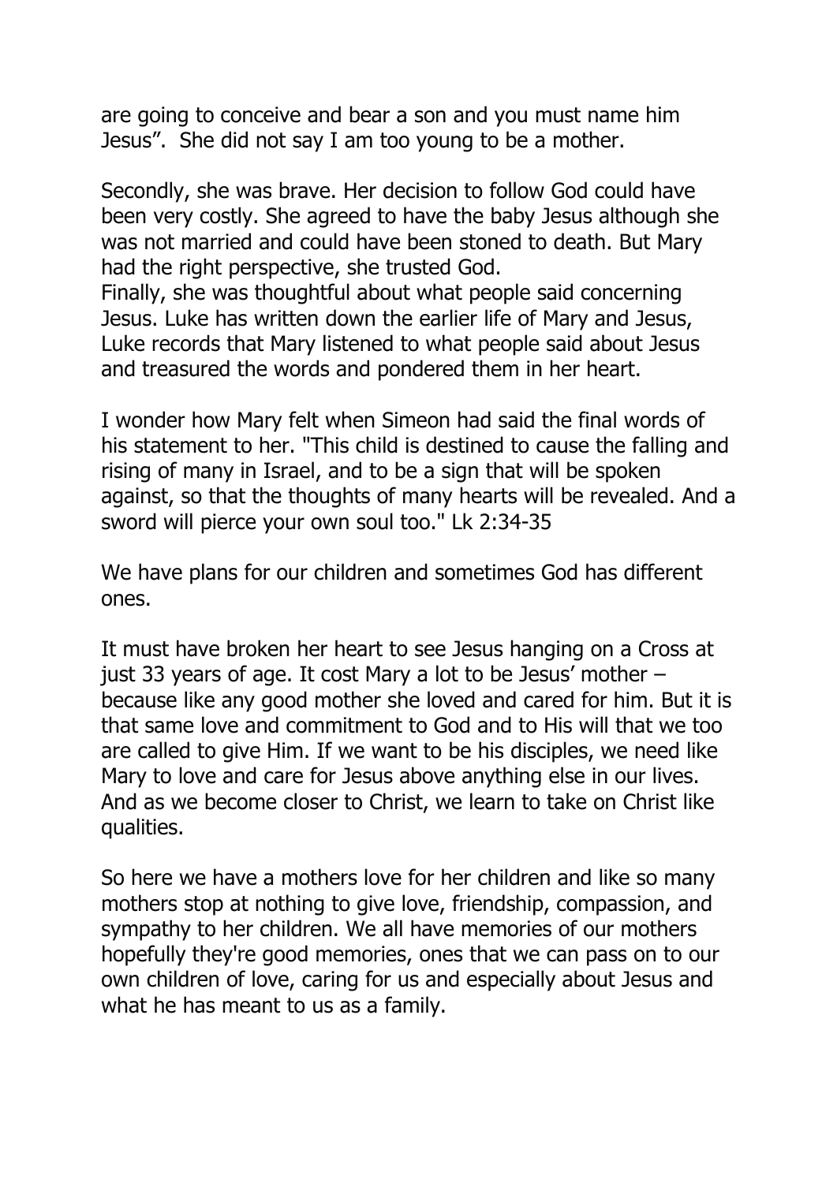are going to conceive and bear a son and you must name him Jesus". She did not say I am too young to be a mother.

Secondly, she was brave. Her decision to follow God could have been very costly. She agreed to have the baby Jesus although she was not married and could have been stoned to death. But Mary had the right perspective, she trusted God.
Finally, she was thoughtful about what people said concerning Jesus. Luke has written down the earlier life of Mary and Jesus, Luke records that Mary listened to what people said about Jesus and treasured the words and pondered them in her heart.

I wonder how Mary felt when Simeon had said the final words of his statement to her. "This child is destined to cause the falling and rising of many in Israel, and to be a sign that will be spoken against, so that the thoughts of many hearts will be revealed. And a sword will pierce your own soul too." Lk 2:34-35

We have plans for our children and sometimes God has different ones.

It must have broken her heart to see Jesus hanging on a Cross at just 33 years of age. It cost Mary a lot to be Jesus' mother – because like any good mother she loved and cared for him. But it is that same love and commitment to God and to His will that we too are called to give Him. If we want to be his disciples, we need like Mary to love and care for Jesus above anything else in our lives. And as we become closer to Christ, we learn to take on Christ like qualities.

So here we have a mothers love for her children and like so many mothers stop at nothing to give love, friendship, compassion, and sympathy to her children. We all have memories of our mothers hopefully they're good memories, ones that we can pass on to our own children of love, caring for us and especially about Jesus and what he has meant to us as a family.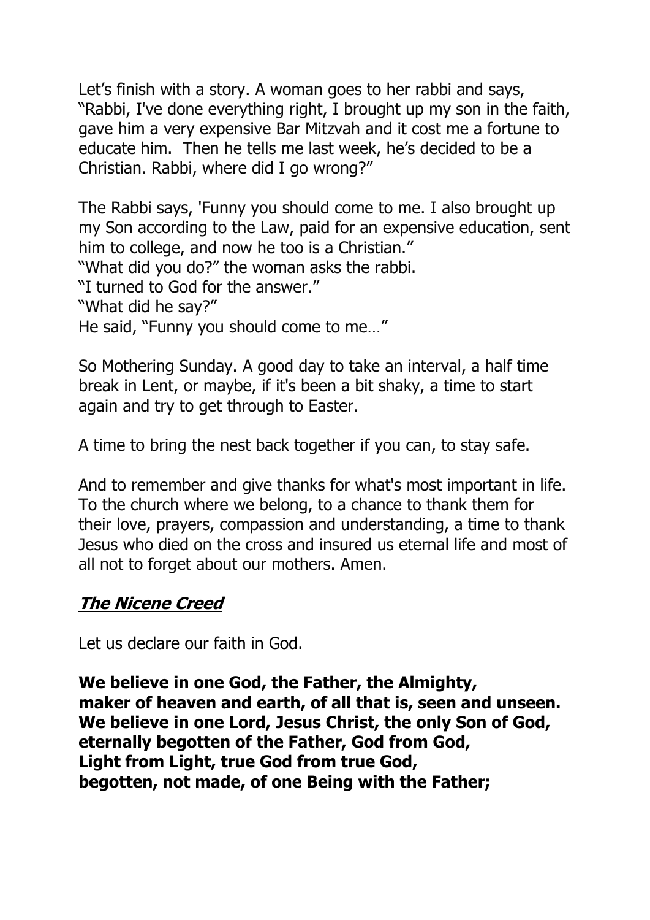Let’s finish with a story. A woman goes to her rabbi and says, “Rabbi, I've done everything right, I brought up my son in the faith, gave him a very expensive Bar Mitzvah and it cost me a fortune to educate him.  Then he tells me last week, he’s decided to be a Christian. Rabbi, where did I go wrong?”

The Rabbi says, 'Funny you should come to me. I also brought up my Son according to the Law, paid for an expensive education, sent him to college, and now he too is a Christian.”
“What did you do?” the woman asks the rabbi.
“I turned to God for the answer.”
“What did he say?”
He said, “Funny you should come to me…”

So Mothering Sunday. A good day to take an interval, a half time break in Lent, or maybe, if it's been a bit shaky, a time to start again and try to get through to Easter.

A time to bring the nest back together if you can, to stay safe.

And to remember and give thanks for what's most important in life. To the church where we belong, to a chance to thank them for their love, prayers, compassion and understanding, a time to thank Jesus who died on the cross and insured us eternal life and most of all not to forget about our mothers. Amen.

## ***The Nicene Creed***

Let us declare our faith in God.

**We believe in one God, the Father, the Almighty,**
**maker of heaven and earth, of all that is, seen and unseen.**
**We believe in one Lord, Jesus Christ, the only Son of God,**
**eternally begotten of the Father, God from God,**
**Light from Light, true God from true God,**
**begotten, not made, of one Being with the Father;**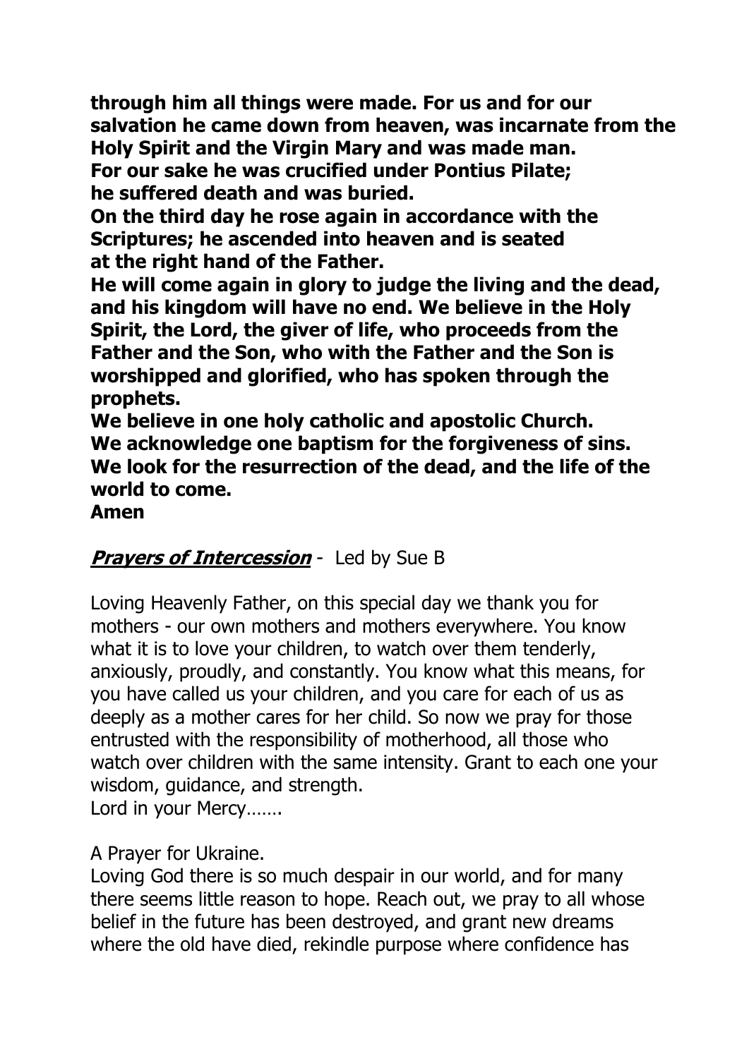**through him all things were made. For us and for our salvation he came down from heaven, was incarnate from the Holy Spirit and the Virgin Mary and was made man.**
**For our sake he was crucified under Pontius Pilate;**
**he suffered death and was buried.**
**On the third day he rose again in accordance with the Scriptures; he ascended into heaven and is seated at the right hand of the Father.**
**He will come again in glory to judge the living and the dead, and his kingdom will have no end. We believe in the Holy Spirit, the Lord, the giver of life, who proceeds from the Father and the Son, who with the Father and the Son is worshipped and glorified, who has spoken through the prophets.**
**We believe in one holy catholic and apostolic Church.**
**We acknowledge one baptism for the forgiveness of sins.**
**We look for the resurrection of the dead, and the life of the world to come.**
**Amen**

***Prayers of Intercession*** - Led by Sue B

Loving Heavenly Father, on this special day we thank you for mothers - our own mothers and mothers everywhere. You know what it is to love your children, to watch over them tenderly, anxiously, proudly, and constantly. You know what this means, for you have called us your children, and you care for each of us as deeply as a mother cares for her child. So now we pray for those entrusted with the responsibility of motherhood, all those who watch over children with the same intensity. Grant to each one your wisdom, guidance, and strength.
Lord in your Mercy…….

A Prayer for Ukraine.
Loving God there is so much despair in our world, and for many there seems little reason to hope. Reach out, we pray to all whose belief in the future has been destroyed, and grant new dreams where the old have died, rekindle purpose where confidence has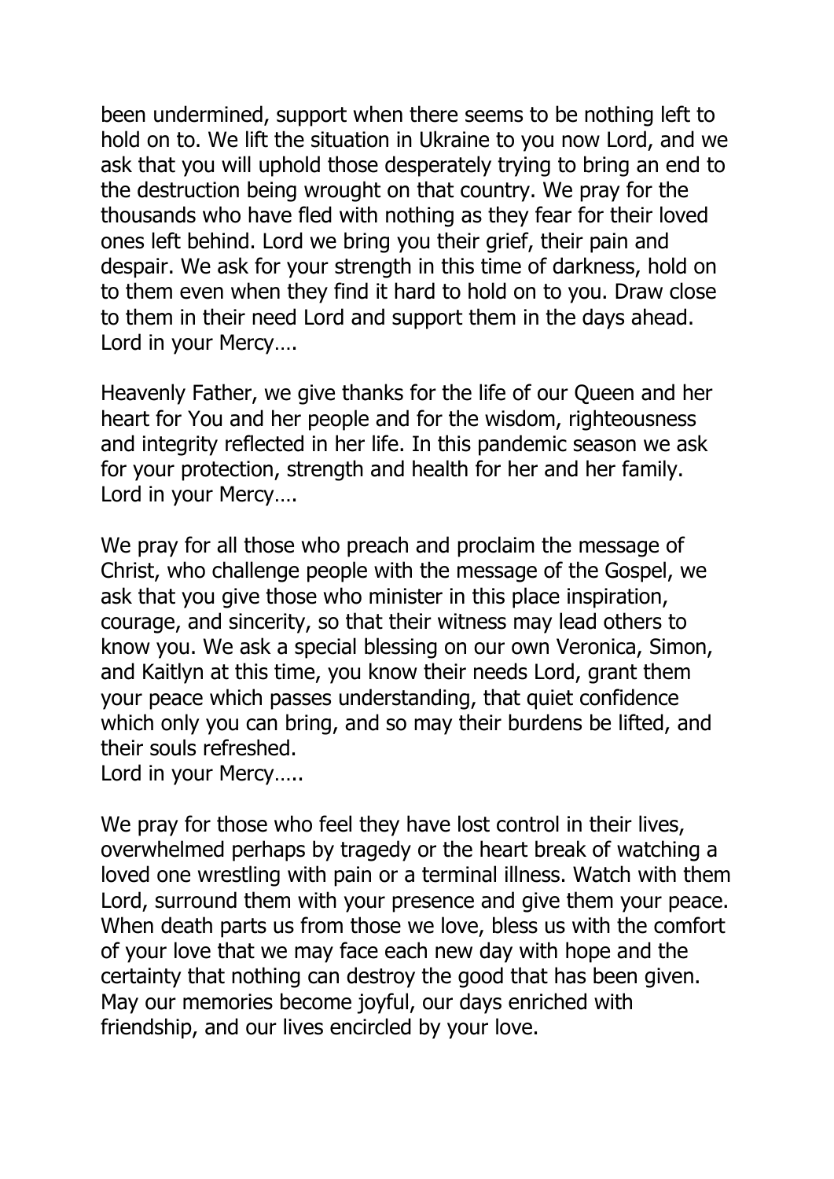been undermined, support when there seems to be nothing left to hold on to. We lift the situation in Ukraine to you now Lord, and we ask that you will uphold those desperately trying to bring an end to the destruction being wrought on that country. We pray for the thousands who have fled with nothing as they fear for their loved ones left behind. Lord we bring you their grief, their pain and despair. We ask for your strength in this time of darkness, hold on to them even when they find it hard to hold on to you. Draw close to them in their need Lord and support them in the days ahead.
Lord in your Mercy….

Heavenly Father, we give thanks for the life of our Queen and her heart for You and her people and for the wisdom, righteousness and integrity reflected in her life. In this pandemic season we ask for your protection, strength and health for her and her family.
Lord in your Mercy….

We pray for all those who preach and proclaim the message of Christ, who challenge people with the message of the Gospel, we ask that you give those who minister in this place inspiration, courage, and sincerity, so that their witness may lead others to know you. We ask a special blessing on our own Veronica, Simon, and Kaitlyn at this time, you know their needs Lord, grant them your peace which passes understanding, that quiet confidence which only you can bring, and so may their burdens be lifted, and their souls refreshed.
Lord in your Mercy…..

We pray for those who feel they have lost control in their lives, overwhelmed perhaps by tragedy or the heart break of watching a loved one wrestling with pain or a terminal illness. Watch with them Lord, surround them with your presence and give them your peace. When death parts us from those we love, bless us with the comfort of your love that we may face each new day with hope and the certainty that nothing can destroy the good that has been given. May our memories become joyful, our days enriched with friendship, and our lives encircled by your love.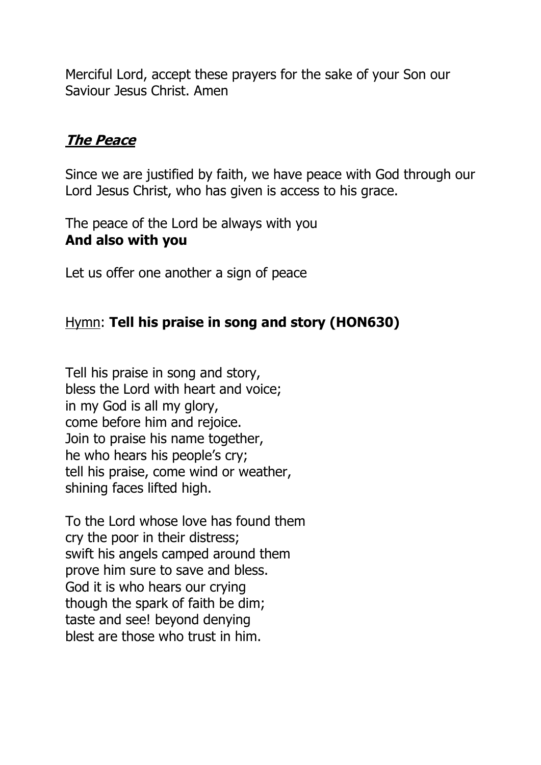Merciful Lord, accept these prayers for the sake of your Son our Saviour Jesus Christ. Amen

## ***The Peace***

Since we are justified by faith, we have peace with God through our Lord Jesus Christ, who has given is access to his grace.

The peace of the Lord be always with you
**And also with you**

Let us offer one another a sign of peace

Hymn: **Tell his praise in song and story (HON630)**

Tell his praise in song and story,
bless the Lord with heart and voice;
in my God is all my glory,
come before him and rejoice.
Join to praise his name together,
he who hears his people's cry;
tell his praise, come wind or weather,
shining faces lifted high.

To the Lord whose love has found them
cry the poor in their distress;
swift his angels camped around them
prove him sure to save and bless.
God it is who hears our crying
though the spark of faith be dim;
taste and see! beyond denying
blest are those who trust in him.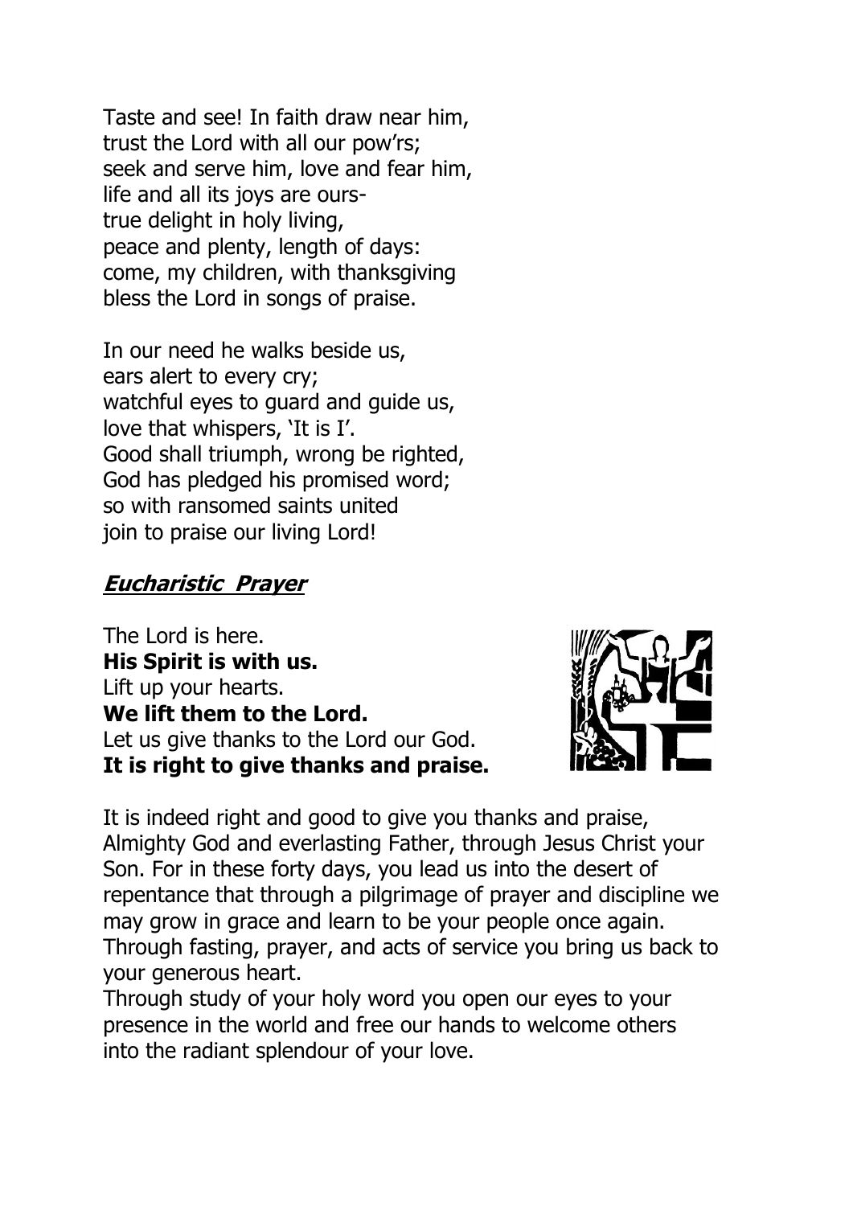Taste and see! In faith draw near him,
trust the Lord with all our pow'rs;
seek and serve him, love and fear him,
life and all its joys are ours-
true delight in holy living,
peace and plenty, length of days:
come, my children, with thanksgiving
bless the Lord in songs of praise.

In our need he walks beside us,
ears alert to every cry;
watchful eyes to guard and guide us,
love that whispers, 'It is I'.
Good shall triumph, wrong be righted,
God has pledged his promised word;
so with ransomed saints united
join to praise our living Lord!

## ***Eucharistic Prayer***

The Lord is here.
**His Spirit is with us.**
Lift up your hearts.
**We lift them to the Lord.**
Let us give thanks to the Lord our God.
**It is right to give thanks and praise.**

It is indeed right and good to give you thanks and praise, Almighty God and everlasting Father, through Jesus Christ your Son. For in these forty days, you lead us into the desert of repentance that through a pilgrimage of prayer and discipline we may grow in grace and learn to be your people once again. Through fasting, prayer, and acts of service you bring us back to your generous heart.
Through study of your holy word you open our eyes to your presence in the world and free our hands to welcome others into the radiant splendour of your love.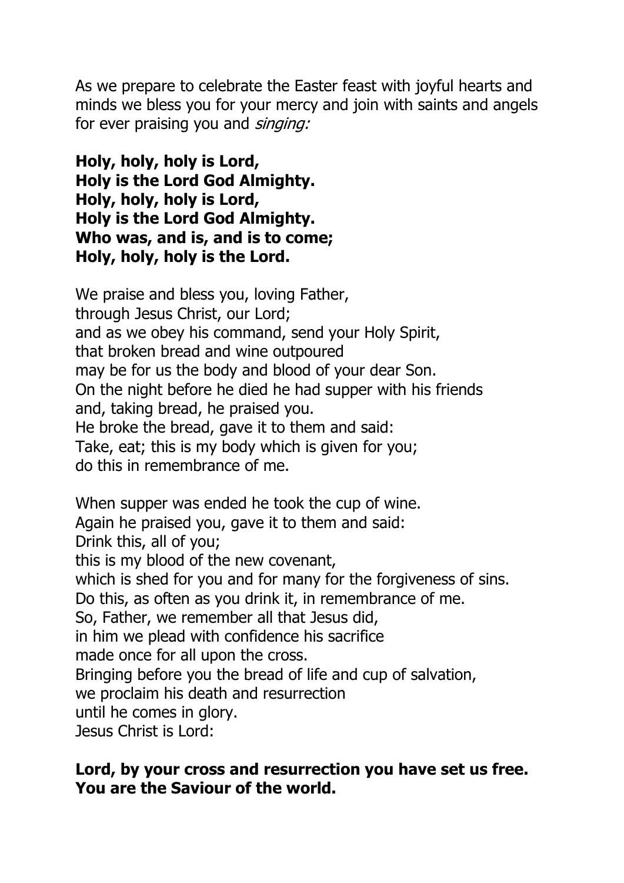As we prepare to celebrate the Easter feast with joyful hearts and minds we bless you for your mercy and join with saints and angels for ever praising you and *singing:*

**Holy, holy, holy is Lord,**
**Holy is the Lord God Almighty.**
**Holy, holy, holy is Lord,**
**Holy is the Lord God Almighty.**
**Who was, and is, and is to come;**
**Holy, holy, holy is the Lord.**

We praise and bless you, loving Father,
through Jesus Christ, our Lord;
and as we obey his command, send your Holy Spirit,
that broken bread and wine outpoured
may be for us the body and blood of your dear Son.
On the night before he died he had supper with his friends
and, taking bread, he praised you.
He broke the bread, gave it to them and said:
Take, eat; this is my body which is given for you;
do this in remembrance of me.

When supper was ended he took the cup of wine.
Again he praised you, gave it to them and said:
Drink this, all of you;
this is my blood of the new covenant,
which is shed for you and for many for the forgiveness of sins.
Do this, as often as you drink it, in remembrance of me.
So, Father, we remember all that Jesus did,
in him we plead with confidence his sacrifice
made once for all upon the cross.
Bringing before you the bread of life and cup of salvation,
we proclaim his death and resurrection
until he comes in glory.
Jesus Christ is Lord:

**Lord, by your cross and resurrection you have set us free.**
**You are the Saviour of the world.**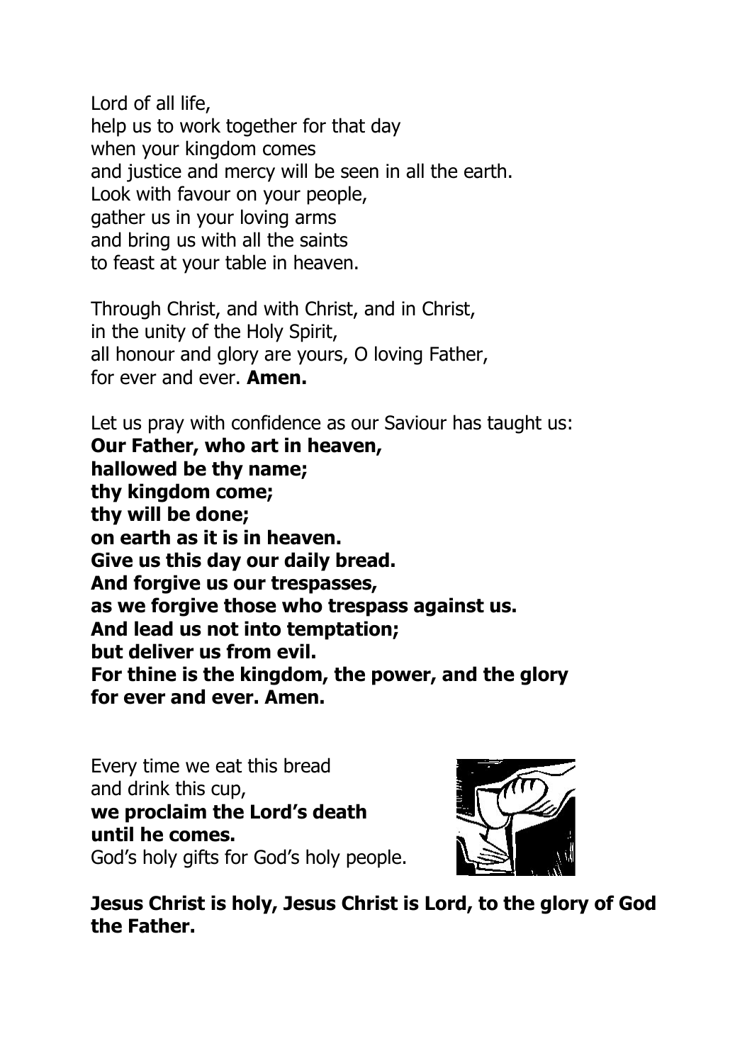Lord of all life,
help us to work together for that day
when your kingdom comes
and justice and mercy will be seen in all the earth.
Look with favour on your people,
gather us in your loving arms
and bring us with all the saints
to feast at your table in heaven.

Through Christ, and with Christ, and in Christ,
in the unity of the Holy Spirit,
all honour and glory are yours, O loving Father,
for ever and ever. **Amen.**

Let us pray with confidence as our Saviour has taught us:
**Our Father, who art in heaven,**
**hallowed be thy name;**
**thy kingdom come;**
**thy will be done;**
**on earth as it is in heaven.**
**Give us this day our daily bread.**
**And forgive us our trespasses,**
**as we forgive those who trespass against us.**
**And lead us not into temptation;**
**but deliver us from evil.**
**For thine is the kingdom, the power, and the glory**
**for ever and ever. Amen.**

Every time we eat this bread
and drink this cup,
**we proclaim the Lord's death**
**until he comes.**
God's holy gifts for God's holy people.

**Jesus Christ is holy, Jesus Christ is Lord, to the glory of God the Father.**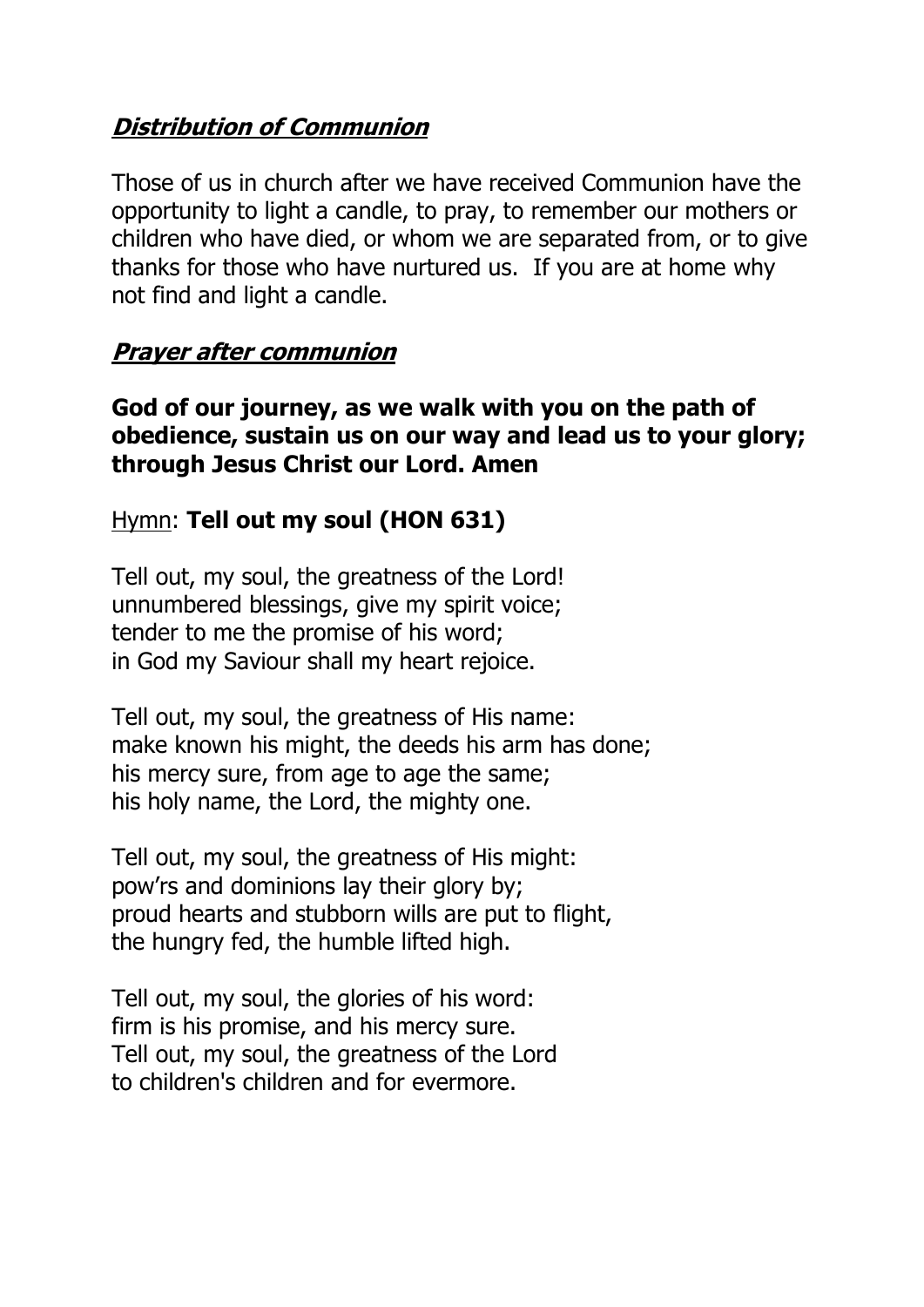## ***Distribution of Communion***

Those of us in church after we have received Communion have the opportunity to light a candle, to pray, to remember our mothers or children who have died, or whom we are separated from, or to give thanks for those who have nurtured us.  If you are at home why not find and light a candle.

## ***Prayer after communion***

**God of our journey, as we walk with you on the path of obedience, sustain us on our way and lead us to your glory; through Jesus Christ our Lord. Amen**

Hymn: **Tell out my soul (HON 631)**

Tell out, my soul, the greatness of the Lord!
unnumbered blessings, give my spirit voice;
tender to me the promise of his word;
in God my Saviour shall my heart rejoice.

Tell out, my soul, the greatness of His name:
make known his might, the deeds his arm has done;
his mercy sure, from age to age the same;
his holy name, the Lord, the mighty one.

Tell out, my soul, the greatness of His might:
pow'rs and dominions lay their glory by;
proud hearts and stubborn wills are put to flight,
the hungry fed, the humble lifted high.

Tell out, my soul, the glories of his word:
firm is his promise, and his mercy sure.
Tell out, my soul, the greatness of the Lord
to children's children and for evermore.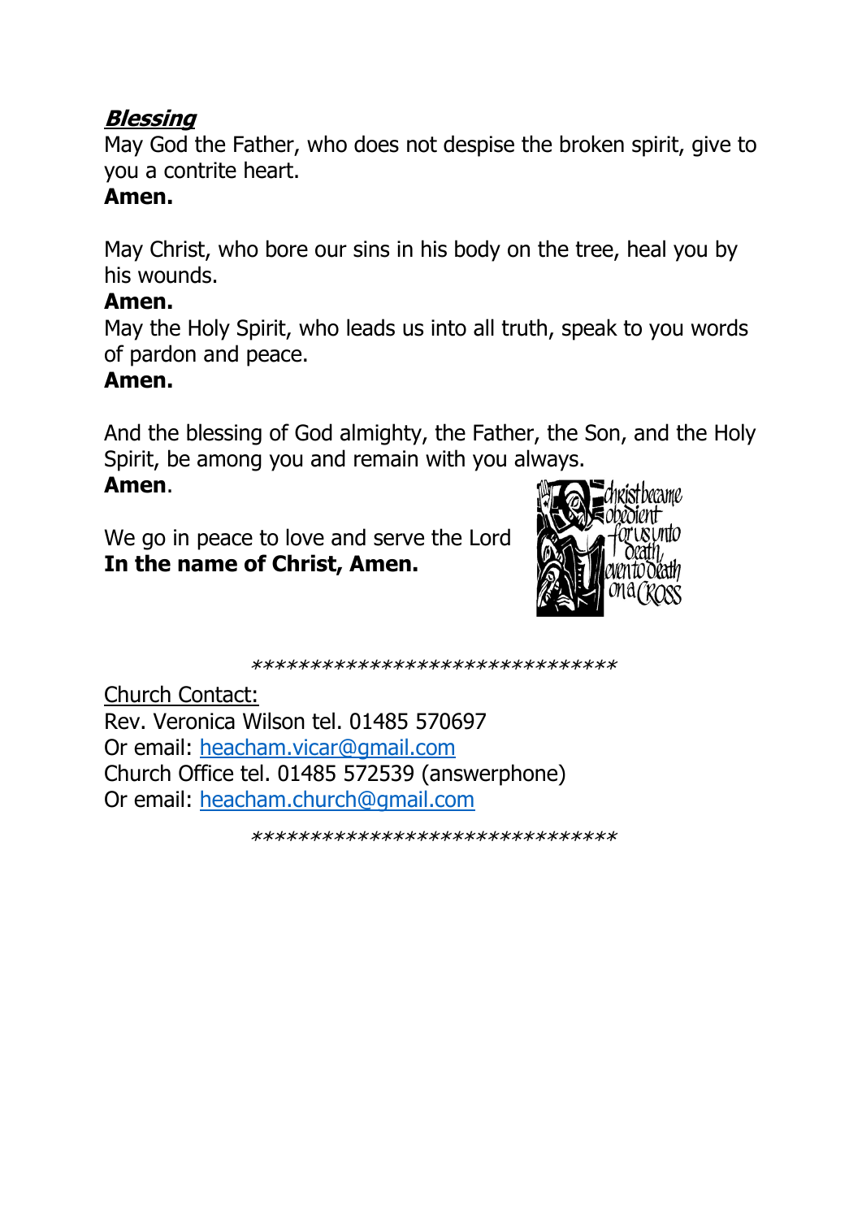***Blessing***

May God the Father, who does not despise the broken spirit, give to you a contrite heart.
**Amen.**

May Christ, who bore our sins in his body on the tree, heal you by his wounds.
**Amen.**
May the Holy Spirit, who leads us into all truth, speak to you words of pardon and peace.
**Amen.**

And the blessing of God almighty, the Father, the Son, and the Holy Spirit, be among you and remain with you always.
**Amen**.

We go in peace to love and serve the Lord
**In the name of Christ, Amen.**

christ became obedient for us unto death, even to death on a cross

*******************************

Church Contact:
Rev. Veronica Wilson tel. 01485 570697
Or email: heacham.vicar@gmail.com
Church Office tel. 01485 572539 (answerphone)
Or email: heacham.church@gmail.com

*******************************